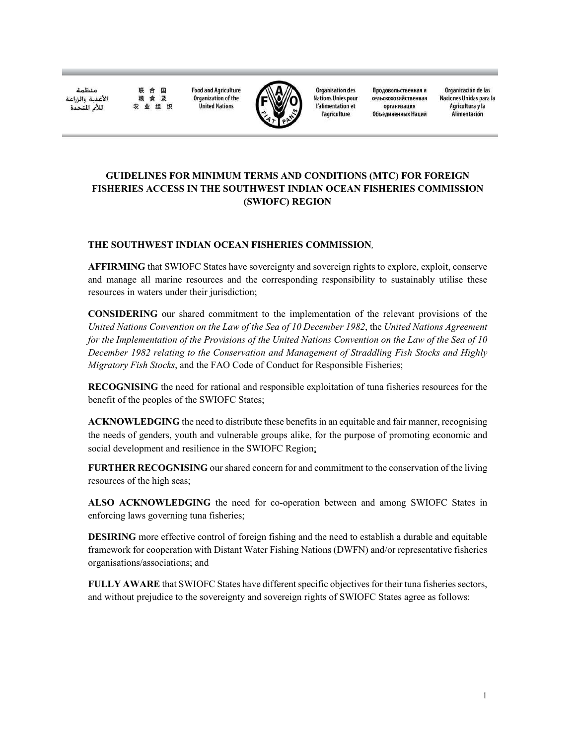منظمة الأغذية والزراعة للأمم المتحدة | 联合国粮食及农业组织 | Food and Agriculture Organization of the United Nations | Organisation des Nations Unies pour l'alimentation et l'agriculture | Продовольственная и сельскохозяйственная организация Объединенных Наций | Organización de las Naciones Unidas para la Agricultura y la Alimentación

# GUIDELINES FOR MINIMUM TERMS AND CONDITIONS (MTC) FOR FOREIGN FISHERIES ACCESS IN THE SOUTHWEST INDIAN OCEAN FISHERIES COMMISSION (SWIOFC) REGION

**THE SOUTHWEST INDIAN OCEAN FISHERIES COMMISSION**,

**AFFIRMING** that SWIOFC States have sovereignty and sovereign rights to explore, exploit, conserve and manage all marine resources and the corresponding responsibility to sustainably utilise these resources in waters under their jurisdiction;

**CONSIDERING** our shared commitment to the implementation of the relevant provisions of the *United Nations Convention on the Law of the Sea of 10 December 1982*, the *United Nations Agreement for the Implementation of the Provisions of the United Nations Convention on the Law of the Sea of 10 December 1982 relating to the Conservation and Management of Straddling Fish Stocks and Highly Migratory Fish Stocks*, and the FAO Code of Conduct for Responsible Fisheries;

**RECOGNISING** the need for rational and responsible exploitation of tuna fisheries resources for the benefit of the peoples of the SWIOFC States;

**ACKNOWLEDGING** the need to distribute these benefits in an equitable and fair manner, recognising the needs of genders, youth and vulnerable groups alike, for the purpose of promoting economic and social development and resilience in the SWIOFC Region;

**FURTHER RECOGNISING** our shared concern for and commitment to the conservation of the living resources of the high seas;

**ALSO ACKNOWLEDGING** the need for co-operation between and among SWIOFC States in enforcing laws governing tuna fisheries;

**DESIRING** more effective control of foreign fishing and the need to establish a durable and equitable framework for cooperation with Distant Water Fishing Nations (DWFN) and/or representative fisheries organisations/associations; and

**FULLY AWARE** that SWIOFC States have different specific objectives for their tuna fisheries sectors, and without prejudice to the sovereignty and sovereign rights of SWIOFC States agree as follows: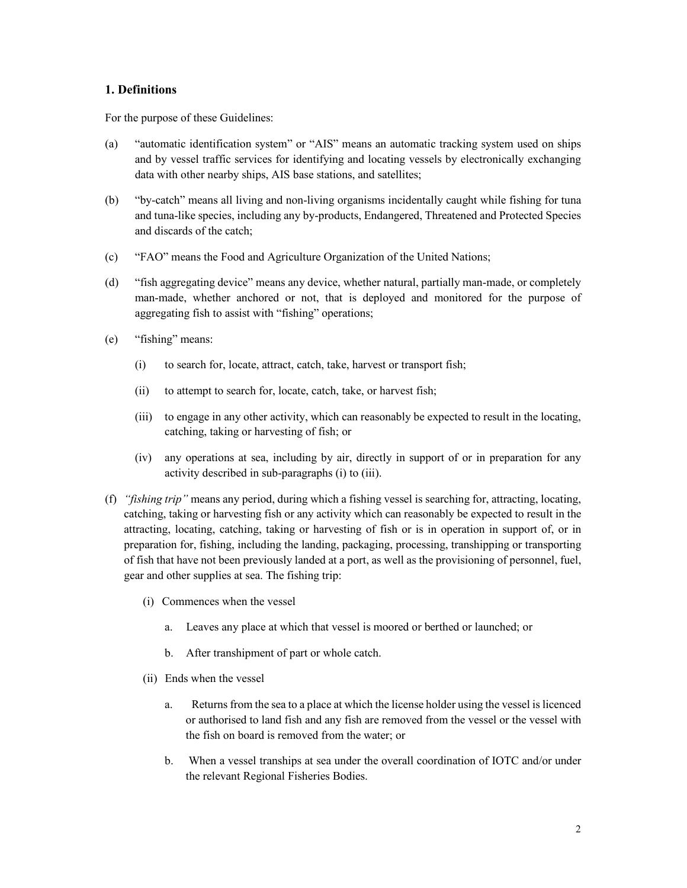## 1. Definitions

For the purpose of these Guidelines:

(a) "automatic identification system" or "AIS" means an automatic tracking system used on ships and by vessel traffic services for identifying and locating vessels by electronically exchanging data with other nearby ships, AIS base stations, and satellites;

(b) "by-catch" means all living and non-living organisms incidentally caught while fishing for tuna and tuna-like species, including any by-products, Endangered, Threatened and Protected Species and discards of the catch;

(c) "FAO" means the Food and Agriculture Organization of the United Nations;

(d) "fish aggregating device" means any device, whether natural, partially man-made, or completely man-made, whether anchored or not, that is deployed and monitored for the purpose of aggregating fish to assist with "fishing" operations;

(e) "fishing" means:

  (i) to search for, locate, attract, catch, take, harvest or transport fish;

  (ii) to attempt to search for, locate, catch, take, or harvest fish;

  (iii) to engage in any other activity, which can reasonably be expected to result in the locating, catching, taking or harvesting of fish; or

  (iv) any operations at sea, including by air, directly in support of or in preparation for any activity described in sub-paragraphs (i) to (iii).

(f) *"fishing trip"* means any period, during which a fishing vessel is searching for, attracting, locating, catching, taking or harvesting fish or any activity which can reasonably be expected to result in the attracting, locating, catching, taking or harvesting of fish or is in operation in support of, or in preparation for, fishing, including the landing, packaging, processing, transhipping or transporting of fish that have not been previously landed at a port, as well as the provisioning of personnel, fuel, gear and other supplies at sea. The fishing trip:

  (i) Commences when the vessel

    a. Leaves any place at which that vessel is moored or berthed or launched; or

    b. After transhipment of part or whole catch.

  (ii) Ends when the vessel

    a. Returns from the sea to a place at which the license holder using the vessel is licenced or authorised to land fish and any fish are removed from the vessel or the vessel with the fish on board is removed from the water; or

    b. When a vessel tranships at sea under the overall coordination of IOTC and/or under the relevant Regional Fisheries Bodies.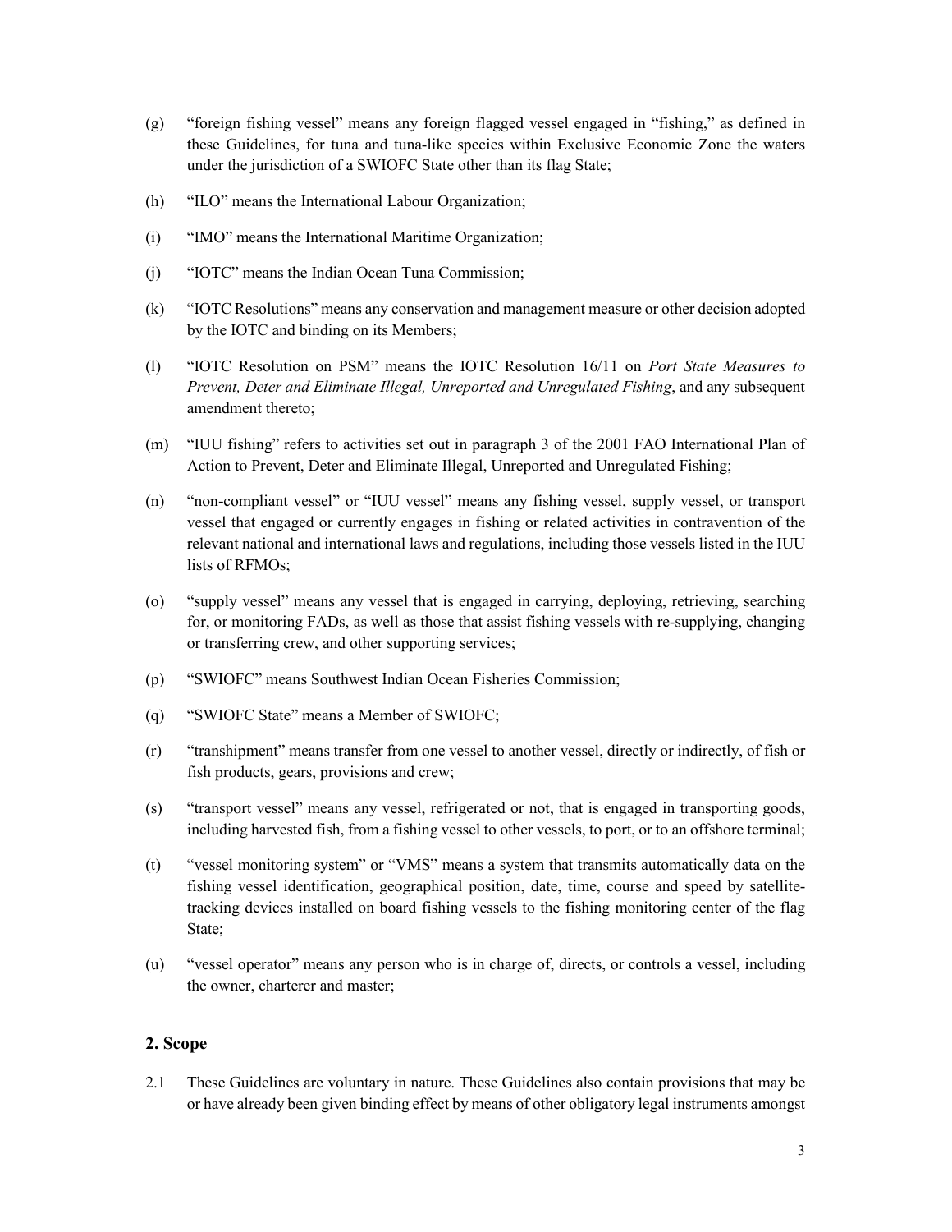(g) "foreign fishing vessel" means any foreign flagged vessel engaged in "fishing," as defined in these Guidelines, for tuna and tuna-like species within Exclusive Economic Zone the waters under the jurisdiction of a SWIOFC State other than its flag State;

(h) "ILO" means the International Labour Organization;

(i) "IMO" means the International Maritime Organization;

(j) "IOTC" means the Indian Ocean Tuna Commission;

(k) "IOTC Resolutions" means any conservation and management measure or other decision adopted by the IOTC and binding on its Members;

(l) "IOTC Resolution on PSM" means the IOTC Resolution 16/11 on *Port State Measures to Prevent, Deter and Eliminate Illegal, Unreported and Unregulated Fishing*, and any subsequent amendment thereto;

(m) "IUU fishing" refers to activities set out in paragraph 3 of the 2001 FAO International Plan of Action to Prevent, Deter and Eliminate Illegal, Unreported and Unregulated Fishing;

(n) "non-compliant vessel" or "IUU vessel" means any fishing vessel, supply vessel, or transport vessel that engaged or currently engages in fishing or related activities in contravention of the relevant national and international laws and regulations, including those vessels listed in the IUU lists of RFMOs;

(o) "supply vessel" means any vessel that is engaged in carrying, deploying, retrieving, searching for, or monitoring FADs, as well as those that assist fishing vessels with re-supplying, changing or transferring crew, and other supporting services;

(p) "SWIOFC" means Southwest Indian Ocean Fisheries Commission;

(q) "SWIOFC State" means a Member of SWIOFC;

(r) "transhipment" means transfer from one vessel to another vessel, directly or indirectly, of fish or fish products, gears, provisions and crew;

(s) "transport vessel" means any vessel, refrigerated or not, that is engaged in transporting goods, including harvested fish, from a fishing vessel to other vessels, to port, or to an offshore terminal;

(t) "vessel monitoring system" or "VMS" means a system that transmits automatically data on the fishing vessel identification, geographical position, date, time, course and speed by satellite-tracking devices installed on board fishing vessels to the fishing monitoring center of the flag State;

(u) "vessel operator" means any person who is in charge of, directs, or controls a vessel, including the owner, charterer and master;

## 2. Scope

2.1 These Guidelines are voluntary in nature. These Guidelines also contain provisions that may be or have already been given binding effect by means of other obligatory legal instruments amongst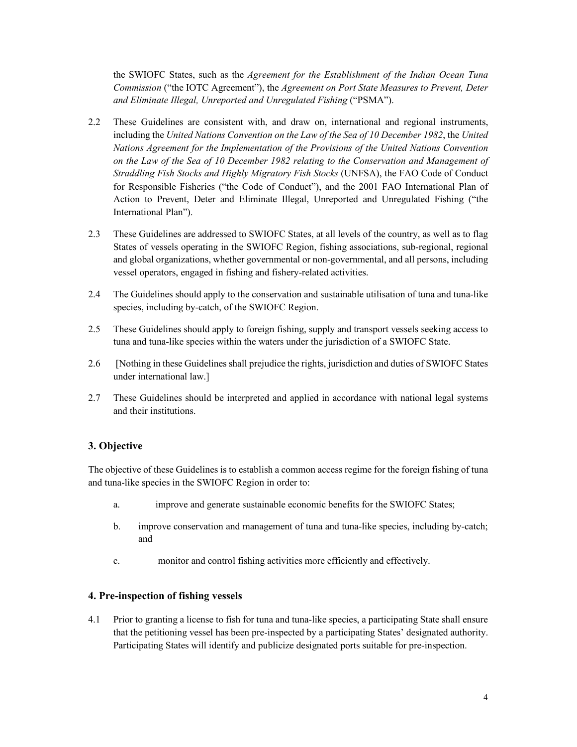the SWIOFC States, such as the *Agreement for the Establishment of the Indian Ocean Tuna Commission* ("the IOTC Agreement"), the *Agreement on Port State Measures to Prevent, Deter and Eliminate Illegal, Unreported and Unregulated Fishing* ("PSMA").

2.2 These Guidelines are consistent with, and draw on, international and regional instruments, including the *United Nations Convention on the Law of the Sea of 10 December 1982*, the *United Nations Agreement for the Implementation of the Provisions of the United Nations Convention on the Law of the Sea of 10 December 1982 relating to the Conservation and Management of Straddling Fish Stocks and Highly Migratory Fish Stocks* (UNFSA), the FAO Code of Conduct for Responsible Fisheries ("the Code of Conduct"), and the 2001 FAO International Plan of Action to Prevent, Deter and Eliminate Illegal, Unreported and Unregulated Fishing ("the International Plan").

2.3 These Guidelines are addressed to SWIOFC States, at all levels of the country, as well as to flag States of vessels operating in the SWIOFC Region, fishing associations, sub-regional, regional and global organizations, whether governmental or non-governmental, and all persons, including vessel operators, engaged in fishing and fishery-related activities.

2.4 The Guidelines should apply to the conservation and sustainable utilisation of tuna and tuna-like species, including by-catch, of the SWIOFC Region.

2.5 These Guidelines should apply to foreign fishing, supply and transport vessels seeking access to tuna and tuna-like species within the waters under the jurisdiction of a SWIOFC State.

2.6 [Nothing in these Guidelines shall prejudice the rights, jurisdiction and duties of SWIOFC States under international law.]

2.7 These Guidelines should be interpreted and applied in accordance with national legal systems and their institutions.

### 3. Objective

The objective of these Guidelines is to establish a common access regime for the foreign fishing of tuna and tuna-like species in the SWIOFC Region in order to:

a. improve and generate sustainable economic benefits for the SWIOFC States;

b. improve conservation and management of tuna and tuna-like species, including by-catch; and

c. monitor and control fishing activities more efficiently and effectively.

### 4. Pre-inspection of fishing vessels

4.1 Prior to granting a license to fish for tuna and tuna-like species, a participating State shall ensure that the petitioning vessel has been pre-inspected by a participating States' designated authority. Participating States will identify and publicize designated ports suitable for pre-inspection.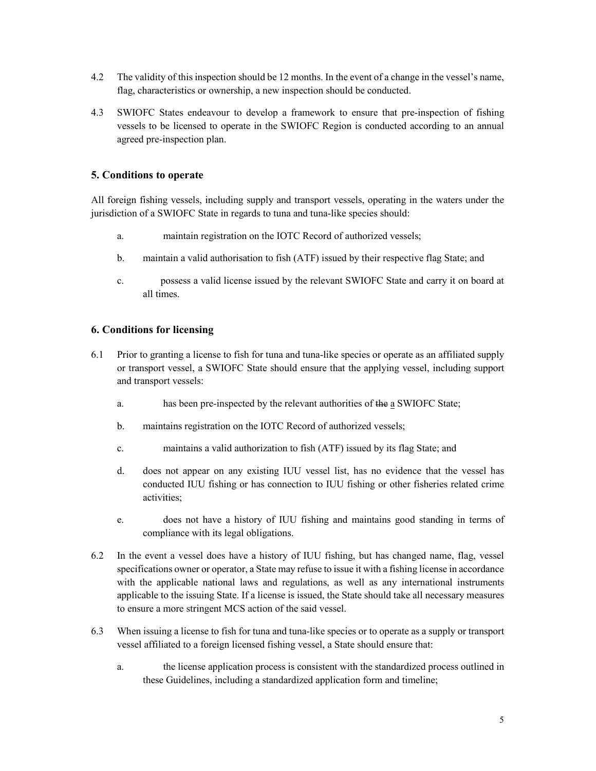4.2 The validity of this inspection should be 12 months. In the event of a change in the vessel's name, flag, characteristics or ownership, a new inspection should be conducted.

4.3 SWIOFC States endeavour to develop a framework to ensure that pre-inspection of fishing vessels to be licensed to operate in the SWIOFC Region is conducted according to an annual agreed pre-inspection plan.

## 5. Conditions to operate

All foreign fishing vessels, including supply and transport vessels, operating in the waters under the jurisdiction of a SWIOFC State in regards to tuna and tuna-like species should:

a. maintain registration on the IOTC Record of authorized vessels;

b. maintain a valid authorisation to fish (ATF) issued by their respective flag State; and

c. possess a valid license issued by the relevant SWIOFC State and carry it on board at all times.

## 6. Conditions for licensing

6.1 Prior to granting a license to fish for tuna and tuna-like species or operate as an affiliated supply or transport vessel, a SWIOFC State should ensure that the applying vessel, including support and transport vessels:

a. has been pre-inspected by the relevant authorities of ~~the~~ a SWIOFC State;

b. maintains registration on the IOTC Record of authorized vessels;

c. maintains a valid authorization to fish (ATF) issued by its flag State; and

d. does not appear on any existing IUU vessel list, has no evidence that the vessel has conducted IUU fishing or has connection to IUU fishing or other fisheries related crime activities;

e. does not have a history of IUU fishing and maintains good standing in terms of compliance with its legal obligations.

6.2 In the event a vessel does have a history of IUU fishing, but has changed name, flag, vessel specifications owner or operator, a State may refuse to issue it with a fishing license in accordance with the applicable national laws and regulations, as well as any international instruments applicable to the issuing State. If a license is issued, the State should take all necessary measures to ensure a more stringent MCS action of the said vessel.

6.3 When issuing a license to fish for tuna and tuna-like species or to operate as a supply or transport vessel affiliated to a foreign licensed fishing vessel, a State should ensure that:

a. the license application process is consistent with the standardized process outlined in these Guidelines, including a standardized application form and timeline;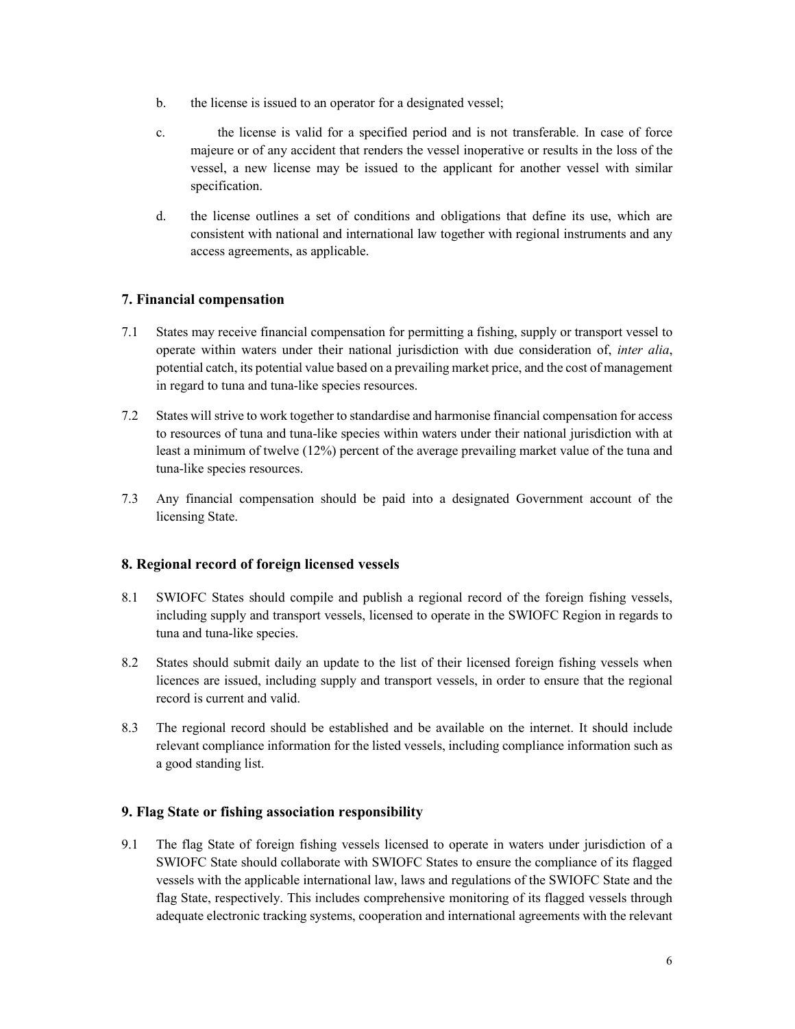b. the license is issued to an operator for a designated vessel;

c. the license is valid for a specified period and is not transferable. In case of force majeure or of any accident that renders the vessel inoperative or results in the loss of the vessel, a new license may be issued to the applicant for another vessel with similar specification.

d. the license outlines a set of conditions and obligations that define its use, which are consistent with national and international law together with regional instruments and any access agreements, as applicable.

## 7. Financial compensation

7.1 States may receive financial compensation for permitting a fishing, supply or transport vessel to operate within waters under their national jurisdiction with due consideration of, *inter alia*, potential catch, its potential value based on a prevailing market price, and the cost of management in regard to tuna and tuna-like species resources.

7.2 States will strive to work together to standardise and harmonise financial compensation for access to resources of tuna and tuna-like species within waters under their national jurisdiction with at least a minimum of twelve (12%) percent of the average prevailing market value of the tuna and tuna-like species resources.

7.3 Any financial compensation should be paid into a designated Government account of the licensing State.

## 8. Regional record of foreign licensed vessels

8.1 SWIOFC States should compile and publish a regional record of the foreign fishing vessels, including supply and transport vessels, licensed to operate in the SWIOFC Region in regards to tuna and tuna-like species.

8.2 States should submit daily an update to the list of their licensed foreign fishing vessels when licences are issued, including supply and transport vessels, in order to ensure that the regional record is current and valid.

8.3 The regional record should be established and be available on the internet. It should include relevant compliance information for the listed vessels, including compliance information such as a good standing list.

## 9. Flag State or fishing association responsibility

9.1 The flag State of foreign fishing vessels licensed to operate in waters under jurisdiction of a SWIOFC State should collaborate with SWIOFC States to ensure the compliance of its flagged vessels with the applicable international law, laws and regulations of the SWIOFC State and the flag State, respectively. This includes comprehensive monitoring of its flagged vessels through adequate electronic tracking systems, cooperation and international agreements with the relevant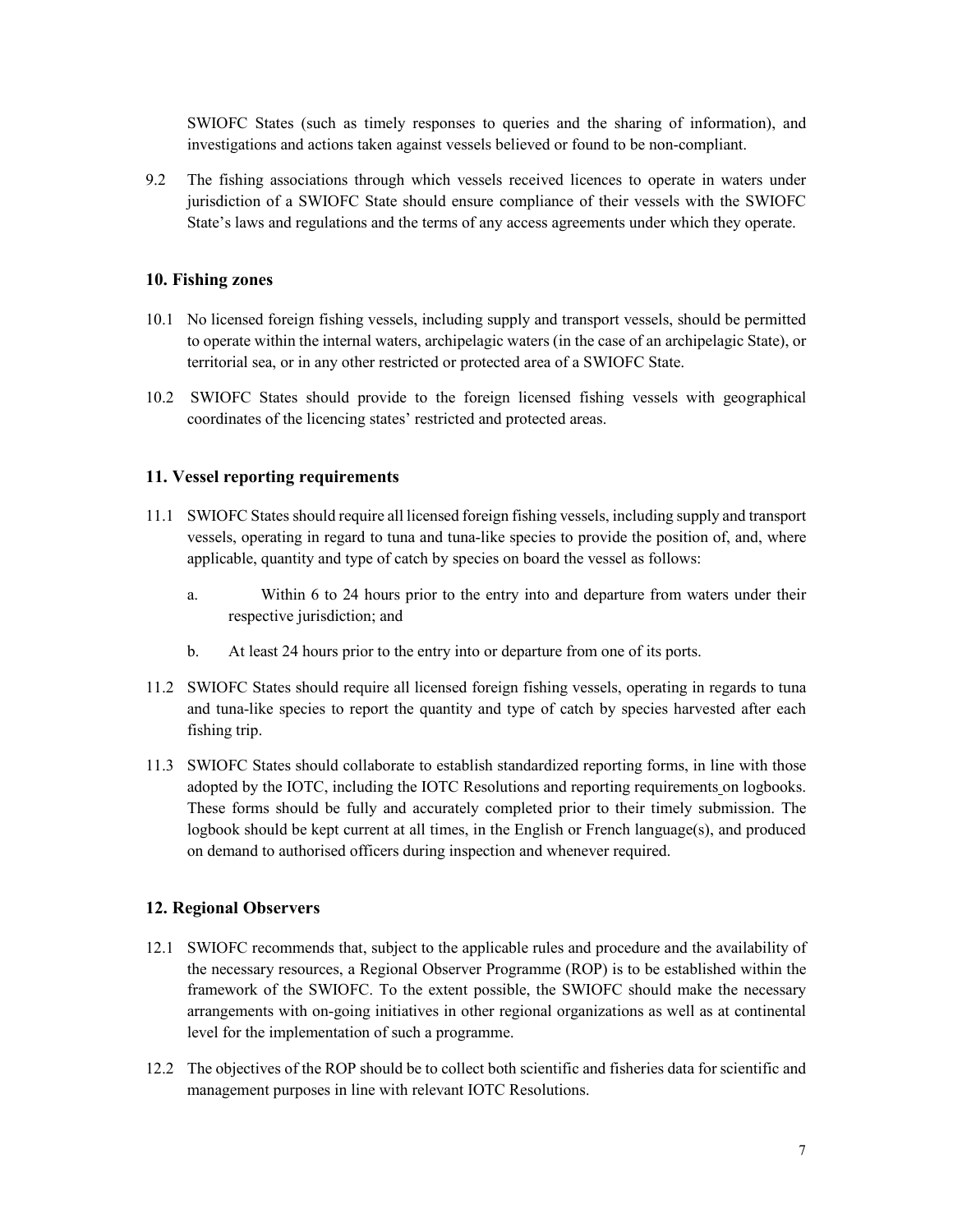SWIOFC States (such as timely responses to queries and the sharing of information), and investigations and actions taken against vessels believed or found to be non-compliant.

9.2 The fishing associations through which vessels received licences to operate in waters under jurisdiction of a SWIOFC State should ensure compliance of their vessels with the SWIOFC State's laws and regulations and the terms of any access agreements under which they operate.

## 10. Fishing zones

10.1 No licensed foreign fishing vessels, including supply and transport vessels, should be permitted to operate within the internal waters, archipelagic waters (in the case of an archipelagic State), or territorial sea, or in any other restricted or protected area of a SWIOFC State.

10.2 SWIOFC States should provide to the foreign licensed fishing vessels with geographical coordinates of the licencing states' restricted and protected areas.

## 11. Vessel reporting requirements

11.1 SWIOFC States should require all licensed foreign fishing vessels, including supply and transport vessels, operating in regard to tuna and tuna-like species to provide the position of, and, where applicable, quantity and type of catch by species on board the vessel as follows:

a. Within 6 to 24 hours prior to the entry into and departure from waters under their respective jurisdiction; and

b. At least 24 hours prior to the entry into or departure from one of its ports.

11.2 SWIOFC States should require all licensed foreign fishing vessels, operating in regards to tuna and tuna-like species to report the quantity and type of catch by species harvested after each fishing trip.

11.3 SWIOFC States should collaborate to establish standardized reporting forms, in line with those adopted by the IOTC, including the IOTC Resolutions and reporting requirements on logbooks. These forms should be fully and accurately completed prior to their timely submission. The logbook should be kept current at all times, in the English or French language(s), and produced on demand to authorised officers during inspection and whenever required.

## 12. Regional Observers

12.1 SWIOFC recommends that, subject to the applicable rules and procedure and the availability of the necessary resources, a Regional Observer Programme (ROP) is to be established within the framework of the SWIOFC. To the extent possible, the SWIOFC should make the necessary arrangements with on-going initiatives in other regional organizations as well as at continental level for the implementation of such a programme.

12.2 The objectives of the ROP should be to collect both scientific and fisheries data for scientific and management purposes in line with relevant IOTC Resolutions.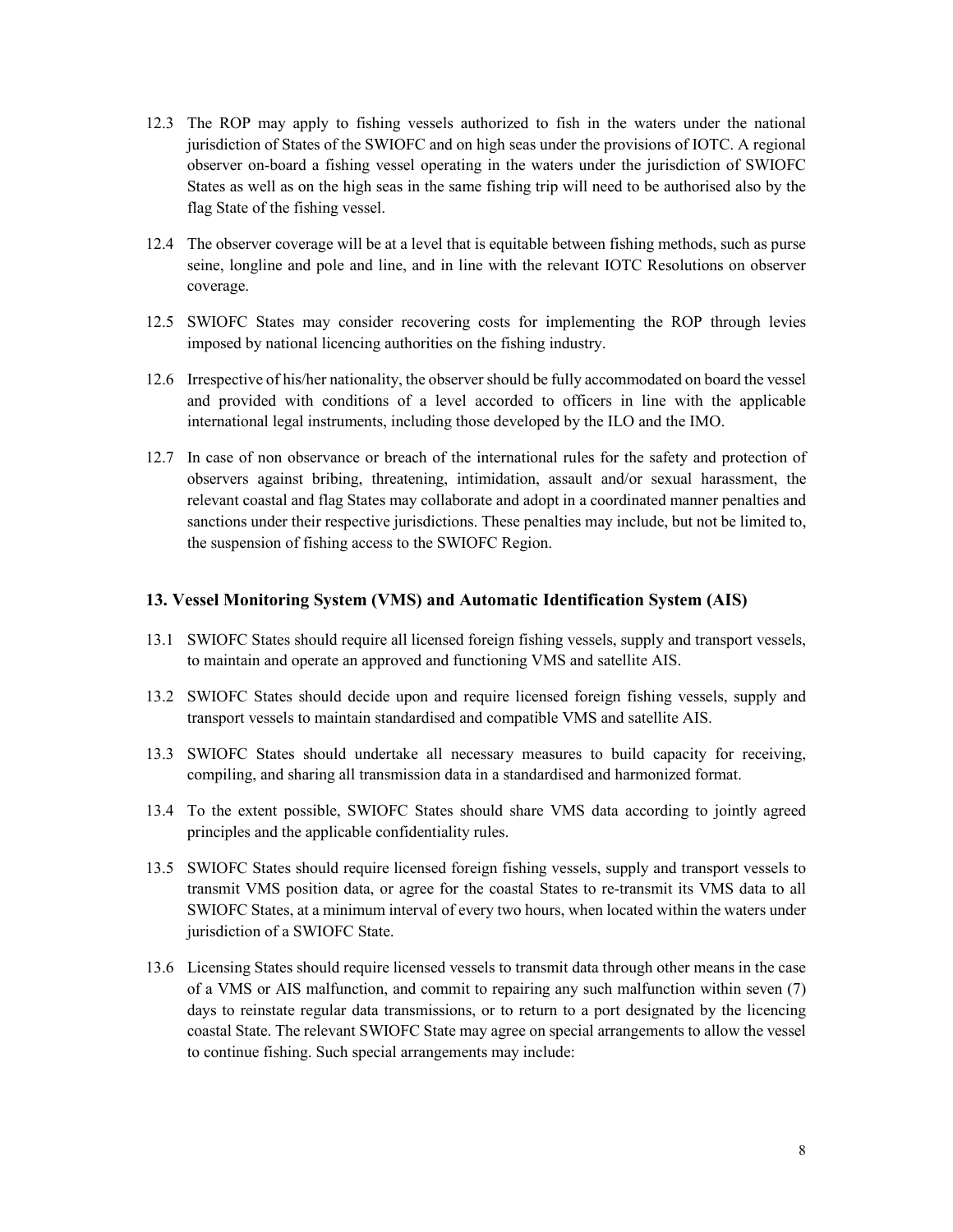12.3 The ROP may apply to fishing vessels authorized to fish in the waters under the national jurisdiction of States of the SWIOFC and on high seas under the provisions of IOTC. A regional observer on-board a fishing vessel operating in the waters under the jurisdiction of SWIOFC States as well as on the high seas in the same fishing trip will need to be authorised also by the flag State of the fishing vessel.

12.4 The observer coverage will be at a level that is equitable between fishing methods, such as purse seine, longline and pole and line, and in line with the relevant IOTC Resolutions on observer coverage.

12.5 SWIOFC States may consider recovering costs for implementing the ROP through levies imposed by national licencing authorities on the fishing industry.

12.6 Irrespective of his/her nationality, the observer should be fully accommodated on board the vessel and provided with conditions of a level accorded to officers in line with the applicable international legal instruments, including those developed by the ILO and the IMO.

12.7 In case of non observance or breach of the international rules for the safety and protection of observers against bribing, threatening, intimidation, assault and/or sexual harassment, the relevant coastal and flag States may collaborate and adopt in a coordinated manner penalties and sanctions under their respective jurisdictions. These penalties may include, but not be limited to, the suspension of fishing access to the SWIOFC Region.

### 13. Vessel Monitoring System (VMS) and Automatic Identification System (AIS)

13.1 SWIOFC States should require all licensed foreign fishing vessels, supply and transport vessels, to maintain and operate an approved and functioning VMS and satellite AIS.

13.2 SWIOFC States should decide upon and require licensed foreign fishing vessels, supply and transport vessels to maintain standardised and compatible VMS and satellite AIS.

13.3 SWIOFC States should undertake all necessary measures to build capacity for receiving, compiling, and sharing all transmission data in a standardised and harmonized format.

13.4 To the extent possible, SWIOFC States should share VMS data according to jointly agreed principles and the applicable confidentiality rules.

13.5 SWIOFC States should require licensed foreign fishing vessels, supply and transport vessels to transmit VMS position data, or agree for the coastal States to re-transmit its VMS data to all SWIOFC States, at a minimum interval of every two hours, when located within the waters under jurisdiction of a SWIOFC State.

13.6 Licensing States should require licensed vessels to transmit data through other means in the case of a VMS or AIS malfunction, and commit to repairing any such malfunction within seven (7) days to reinstate regular data transmissions, or to return to a port designated by the licencing coastal State. The relevant SWIOFC State may agree on special arrangements to allow the vessel to continue fishing. Such special arrangements may include: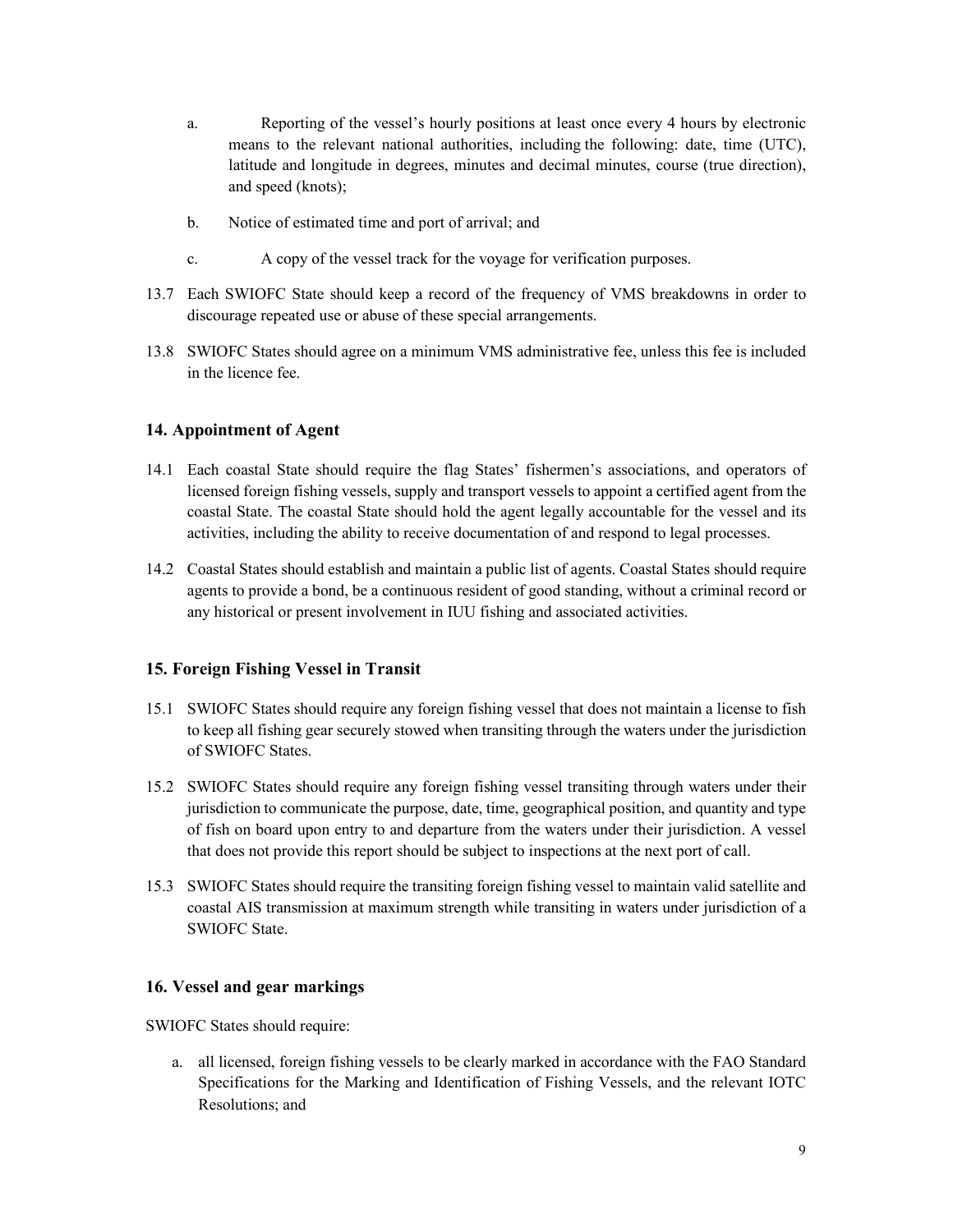a. Reporting of the vessel's hourly positions at least once every 4 hours by electronic means to the relevant national authorities, including the following: date, time (UTC), latitude and longitude in degrees, minutes and decimal minutes, course (true direction), and speed (knots);

b. Notice of estimated time and port of arrival; and

c. A copy of the vessel track for the voyage for verification purposes.

13.7 Each SWIOFC State should keep a record of the frequency of VMS breakdowns in order to discourage repeated use or abuse of these special arrangements.

13.8 SWIOFC States should agree on a minimum VMS administrative fee, unless this fee is included in the licence fee.

## 14. Appointment of Agent

14.1 Each coastal State should require the flag States' fishermen's associations, and operators of licensed foreign fishing vessels, supply and transport vessels to appoint a certified agent from the coastal State. The coastal State should hold the agent legally accountable for the vessel and its activities, including the ability to receive documentation of and respond to legal processes.

14.2 Coastal States should establish and maintain a public list of agents. Coastal States should require agents to provide a bond, be a continuous resident of good standing, without a criminal record or any historical or present involvement in IUU fishing and associated activities.

## 15. Foreign Fishing Vessel in Transit

15.1 SWIOFC States should require any foreign fishing vessel that does not maintain a license to fish to keep all fishing gear securely stowed when transiting through the waters under the jurisdiction of SWIOFC States.

15.2 SWIOFC States should require any foreign fishing vessel transiting through waters under their jurisdiction to communicate the purpose, date, time, geographical position, and quantity and type of fish on board upon entry to and departure from the waters under their jurisdiction. A vessel that does not provide this report should be subject to inspections at the next port of call.

15.3 SWIOFC States should require the transiting foreign fishing vessel to maintain valid satellite and coastal AIS transmission at maximum strength while transiting in waters under jurisdiction of a SWIOFC State.

## 16. Vessel and gear markings

SWIOFC States should require:

a. all licensed, foreign fishing vessels to be clearly marked in accordance with the FAO Standard Specifications for the Marking and Identification of Fishing Vessels, and the relevant IOTC Resolutions; and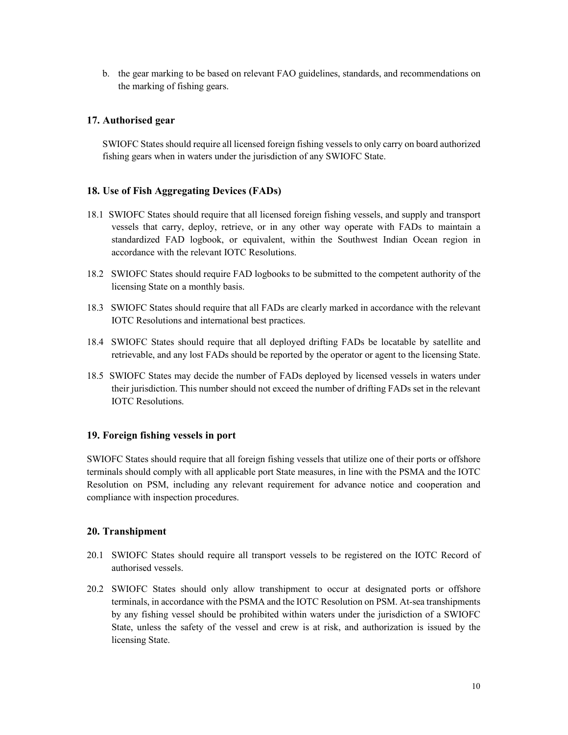b. the gear marking to be based on relevant FAO guidelines, standards, and recommendations on the marking of fishing gears.

## 17. Authorised gear

SWIOFC States should require all licensed foreign fishing vessels to only carry on board authorized fishing gears when in waters under the jurisdiction of any SWIOFC State.

## 18. Use of Fish Aggregating Devices (FADs)

18.1 SWIOFC States should require that all licensed foreign fishing vessels, and supply and transport vessels that carry, deploy, retrieve, or in any other way operate with FADs to maintain a standardized FAD logbook, or equivalent, within the Southwest Indian Ocean region in accordance with the relevant IOTC Resolutions.

18.2 SWIOFC States should require FAD logbooks to be submitted to the competent authority of the licensing State on a monthly basis.

18.3 SWIOFC States should require that all FADs are clearly marked in accordance with the relevant IOTC Resolutions and international best practices.

18.4 SWIOFC States should require that all deployed drifting FADs be locatable by satellite and retrievable, and any lost FADs should be reported by the operator or agent to the licensing State.

18.5 SWIOFC States may decide the number of FADs deployed by licensed vessels in waters under their jurisdiction. This number should not exceed the number of drifting FADs set in the relevant IOTC Resolutions.

## 19. Foreign fishing vessels in port

SWIOFC States should require that all foreign fishing vessels that utilize one of their ports or offshore terminals should comply with all applicable port State measures, in line with the PSMA and the IOTC Resolution on PSM, including any relevant requirement for advance notice and cooperation and compliance with inspection procedures.

## 20. Transhipment

20.1 SWIOFC States should require all transport vessels to be registered on the IOTC Record of authorised vessels.

20.2 SWIOFC States should only allow transhipment to occur at designated ports or offshore terminals, in accordance with the PSMA and the IOTC Resolution on PSM. At-sea transhipments by any fishing vessel should be prohibited within waters under the jurisdiction of a SWIOFC State, unless the safety of the vessel and crew is at risk, and authorization is issued by the licensing State.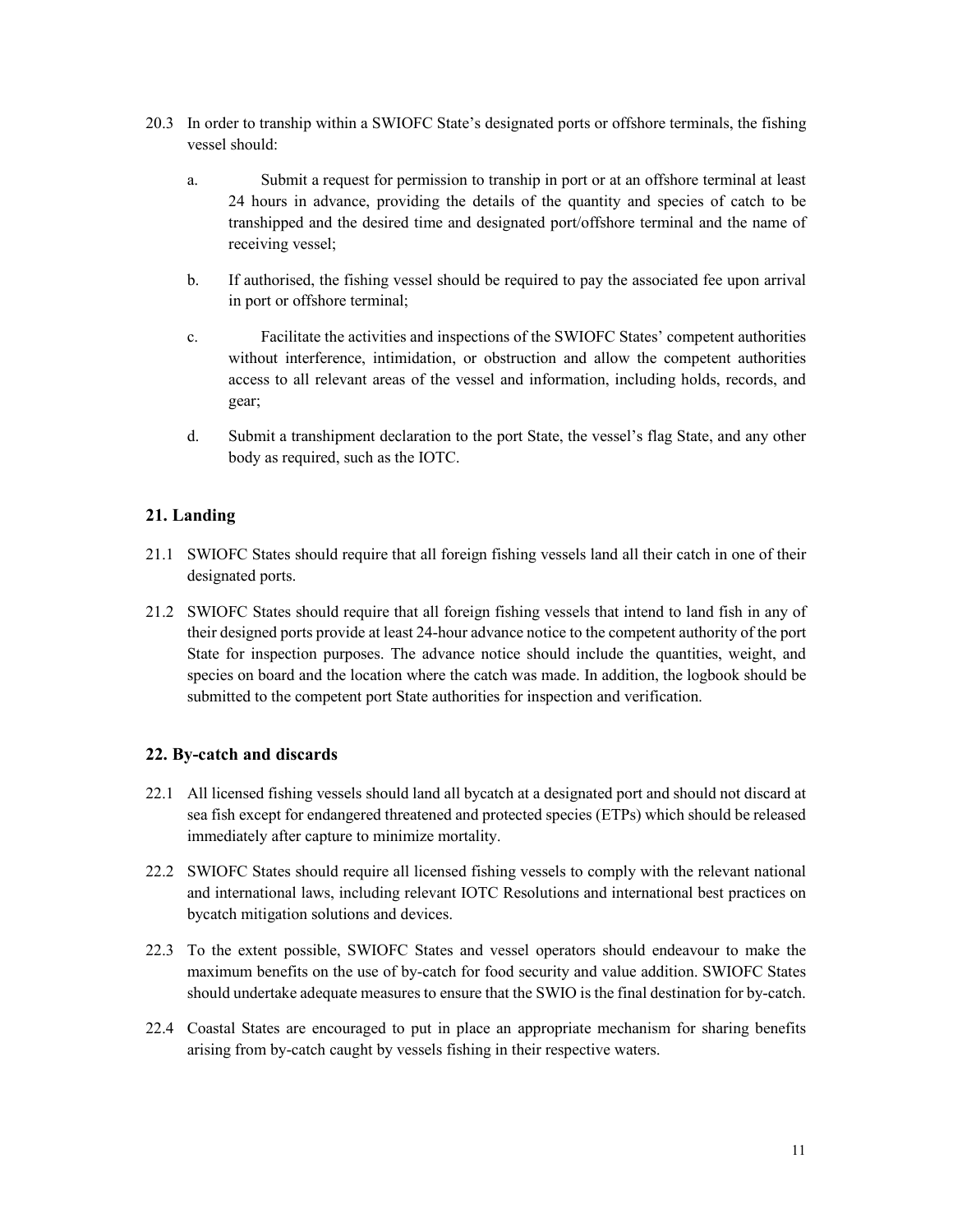20.3 In order to tranship within a SWIOFC State's designated ports or offshore terminals, the fishing vessel should:

  a. Submit a request for permission to tranship in port or at an offshore terminal at least 24 hours in advance, providing the details of the quantity and species of catch to be transhipped and the desired time and designated port/offshore terminal and the name of receiving vessel;

  b. If authorised, the fishing vessel should be required to pay the associated fee upon arrival in port or offshore terminal;

  c. Facilitate the activities and inspections of the SWIOFC States' competent authorities without interference, intimidation, or obstruction and allow the competent authorities access to all relevant areas of the vessel and information, including holds, records, and gear;

  d. Submit a transhipment declaration to the port State, the vessel's flag State, and any other body as required, such as the IOTC.

## 21. Landing

21.1 SWIOFC States should require that all foreign fishing vessels land all their catch in one of their designated ports.

21.2 SWIOFC States should require that all foreign fishing vessels that intend to land fish in any of their designed ports provide at least 24-hour advance notice to the competent authority of the port State for inspection purposes. The advance notice should include the quantities, weight, and species on board and the location where the catch was made. In addition, the logbook should be submitted to the competent port State authorities for inspection and verification.

## 22. By-catch and discards

22.1 All licensed fishing vessels should land all bycatch at a designated port and should not discard at sea fish except for endangered threatened and protected species (ETPs) which should be released immediately after capture to minimize mortality.

22.2 SWIOFC States should require all licensed fishing vessels to comply with the relevant national and international laws, including relevant IOTC Resolutions and international best practices on bycatch mitigation solutions and devices.

22.3 To the extent possible, SWIOFC States and vessel operators should endeavour to make the maximum benefits on the use of by-catch for food security and value addition. SWIOFC States should undertake adequate measures to ensure that the SWIO is the final destination for by-catch.

22.4 Coastal States are encouraged to put in place an appropriate mechanism for sharing benefits arising from by-catch caught by vessels fishing in their respective waters.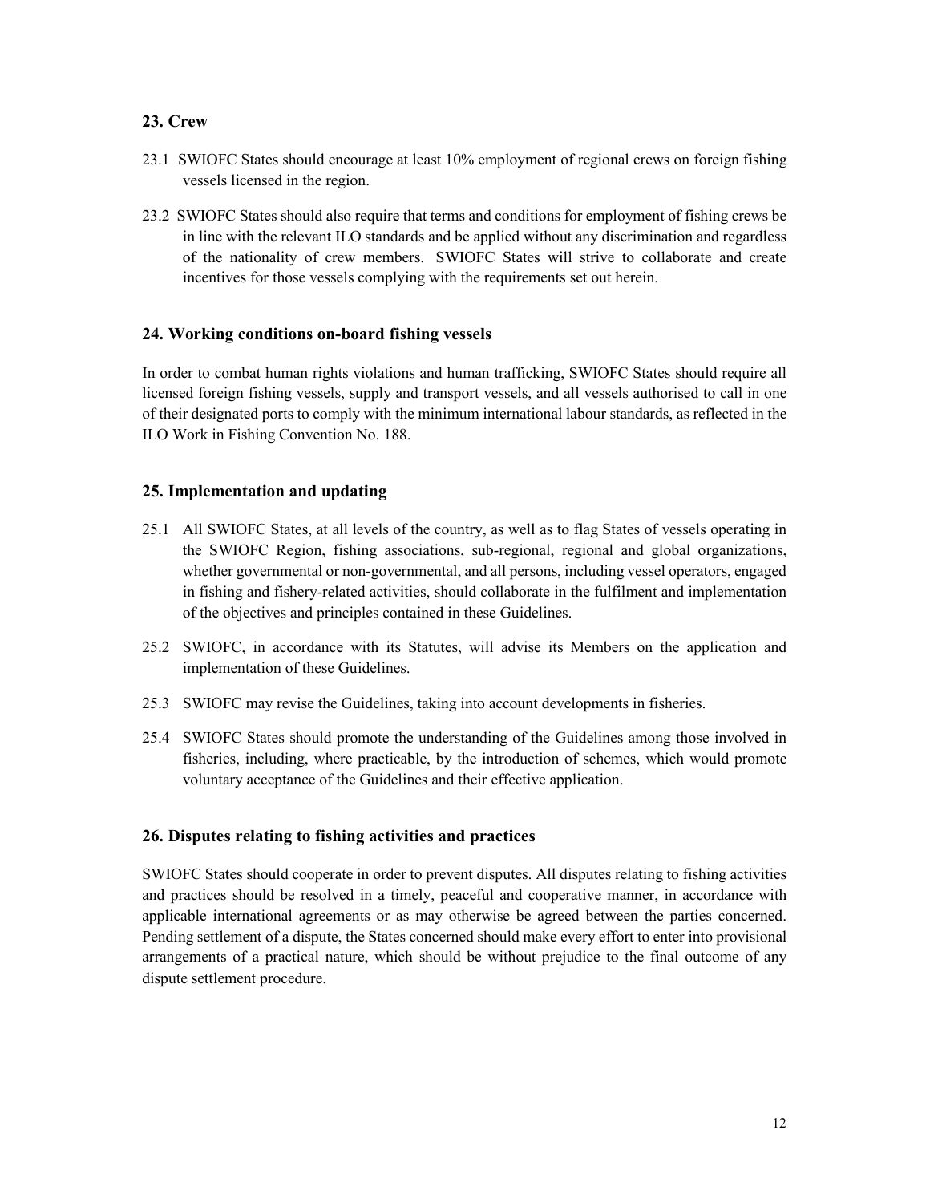## 23. Crew

23.1 SWIOFC States should encourage at least 10% employment of regional crews on foreign fishing vessels licensed in the region.

23.2 SWIOFC States should also require that terms and conditions for employment of fishing crews be in line with the relevant ILO standards and be applied without any discrimination and regardless of the nationality of crew members. SWIOFC States will strive to collaborate and create incentives for those vessels complying with the requirements set out herein.

## 24. Working conditions on-board fishing vessels

In order to combat human rights violations and human trafficking, SWIOFC States should require all licensed foreign fishing vessels, supply and transport vessels, and all vessels authorised to call in one of their designated ports to comply with the minimum international labour standards, as reflected in the ILO Work in Fishing Convention No. 188.

## 25. Implementation and updating

25.1 All SWIOFC States, at all levels of the country, as well as to flag States of vessels operating in the SWIOFC Region, fishing associations, sub-regional, regional and global organizations, whether governmental or non-governmental, and all persons, including vessel operators, engaged in fishing and fishery-related activities, should collaborate in the fulfilment and implementation of the objectives and principles contained in these Guidelines.

25.2 SWIOFC, in accordance with its Statutes, will advise its Members on the application and implementation of these Guidelines.

25.3 SWIOFC may revise the Guidelines, taking into account developments in fisheries.

25.4 SWIOFC States should promote the understanding of the Guidelines among those involved in fisheries, including, where practicable, by the introduction of schemes, which would promote voluntary acceptance of the Guidelines and their effective application.

## 26. Disputes relating to fishing activities and practices

SWIOFC States should cooperate in order to prevent disputes. All disputes relating to fishing activities and practices should be resolved in a timely, peaceful and cooperative manner, in accordance with applicable international agreements or as may otherwise be agreed between the parties concerned. Pending settlement of a dispute, the States concerned should make every effort to enter into provisional arrangements of a practical nature, which should be without prejudice to the final outcome of any dispute settlement procedure.